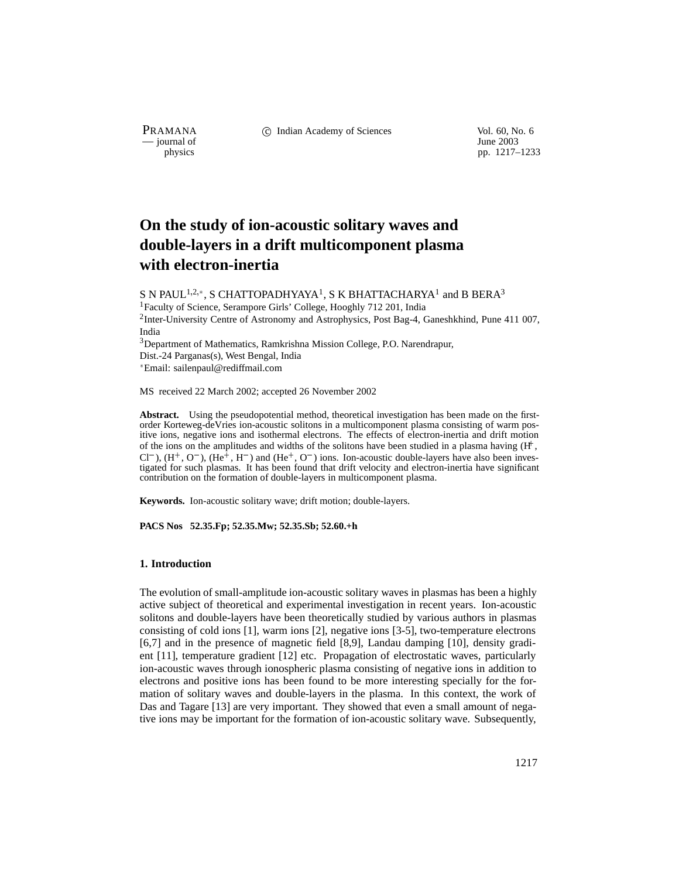# On the study of ion-acoustic solitary waves and double-layers in a drift multicomponent plasma with electron-inertia

S N PAUL[1,2,*], S CHATTOPADHYAYA[1], S K BHATTACHARYA[1] and B BERA[3]

[1]Faculty of Science, Serampore Girls' College, Hooghly 712 201, India

[2]Inter-University Centre of Astronomy and Astrophysics, Post Bag-4, Ganeshkhind, Pune 411 007, India

[3]Department of Mathematics, Ramkrishna Mission College, P.O. Narendrapur, Dist.-24 Parganas(s), West Bengal, India

[*]Email: sailenpaul@rediffmail.com

MS received 22 March 2002; accepted 26 November 2002

**Abstract.** Using the pseudopotential method, theoretical investigation has been made on the first-order Korteweg-deVries ion-acoustic solitons in a multicomponent plasma consisting of warm positive ions, negative ions and isothermal electrons. The effects of electron-inertia and drift motion of the ions on the amplitudes and widths of the solitons have been studied in a plasma having ($H^+$, $Cl^-$), ($H^+$, $O^-$), ($He^+$, $H^-$) and ($He^+$, $O^-$) ions. Ion-acoustic double-layers have also been investigated for such plasmas. It has been found that drift velocity and electron-inertia have significant contribution on the formation of double-layers in multicomponent plasma.

**Keywords.** Ion-acoustic solitary wave; drift motion; double-layers.

**PACS Nos 52.35.Fp; 52.35.Mw; 52.35.Sb; 52.60.+h**

## 1. Introduction

The evolution of small-amplitude ion-acoustic solitary waves in plasmas has been a highly active subject of theoretical and experimental investigation in recent years. Ion-acoustic solitons and double-layers have been theoretically studied by various authors in plasmas consisting of cold ions [1], warm ions [2], negative ions [3-5], two-temperature electrons [6,7] and in the presence of magnetic field [8,9], Landau damping [10], density gradient [11], temperature gradient [12] etc. Propagation of electrostatic waves, particularly ion-acoustic waves through ionospheric plasma consisting of negative ions in addition to electrons and positive ions has been found to be more interesting specially for the formation of solitary waves and double-layers in the plasma. In this context, the work of Das and Tagare [13] are very important. They showed that even a small amount of negative ions may be important for the formation of ion-acoustic solitary wave. Subsequently,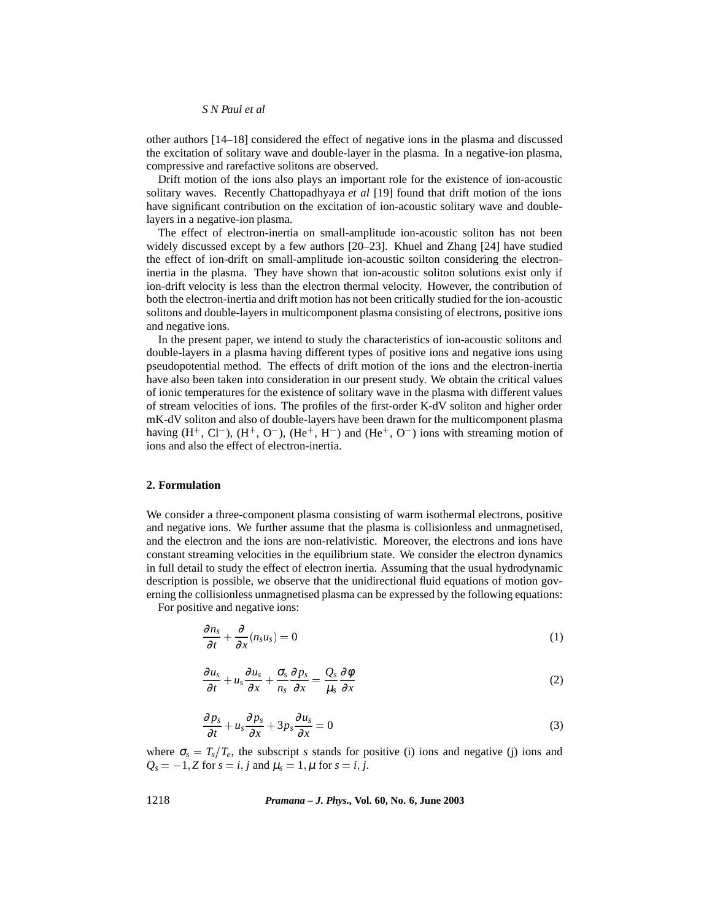other authors [14–18] considered the effect of negative ions in the plasma and discussed the excitation of solitary wave and double-layer in the plasma. In a negative-ion plasma, compressive and rarefactive solitons are observed.

Drift motion of the ions also plays an important role for the existence of ion-acoustic solitary waves. Recently Chattopadhyaya *et al* [19] found that drift motion of the ions have significant contribution on the excitation of ion-acoustic solitary wave and double-layers in a negative-ion plasma.

The effect of electron-inertia on small-amplitude ion-acoustic soliton has not been widely discussed except by a few authors [20–23]. Khuel and Zhang [24] have studied the effect of ion-drift on small-amplitude ion-acoustic soilton considering the electron-inertia in the plasma. They have shown that ion-acoustic soliton solutions exist only if ion-drift velocity is less than the electron thermal velocity. However, the contribution of both the electron-inertia and drift motion has not been critically studied for the ion-acoustic solitons and double-layers in multicomponent plasma consisting of electrons, positive ions and negative ions.

In the present paper, we intend to study the characteristics of ion-acoustic solitons and double-layers in a plasma having different types of positive ions and negative ions using pseudopotential method. The effects of drift motion of the ions and the electron-inertia have also been taken into consideration in our present study. We obtain the critical values of ionic temperatures for the existence of solitary wave in the plasma with different values of stream velocities of ions. The profiles of the first-order K-dV soliton and higher order mK-dV soliton and also of double-layers have been drawn for the multicomponent plasma having ($H^+$, $Cl^-$), ($H^+$, $O^-$), ($He^+$, $H^-$) and ($He^+$, $O^-$) ions with streaming motion of ions and also the effect of electron-inertia.

## 2. Formulation

We consider a three-component plasma consisting of warm isothermal electrons, positive and negative ions. We further assume that the plasma is collisionless and unmagnetised, and the electron and the ions are non-relativistic. Moreover, the electrons and ions have constant streaming velocities in the equilibrium state. We consider the electron dynamics in full detail to study the effect of electron inertia. Assuming that the usual hydrodynamic description is possible, we observe that the unidirectional fluid equations of motion governing the collisionless unmagnetised plasma can be expressed by the following equations:

For positive and negative ions:

$$\frac{\partial n_s}{\partial t} + \frac{\partial}{\partial x}(n_s u_s) = 0 \tag{1}$$

$$\frac{\partial u_s}{\partial t} + u_s \frac{\partial u_s}{\partial x} + \frac{\sigma_s}{n_s}\frac{\partial p_s}{\partial x} = \frac{Q_s}{\mu_s}\frac{\partial \phi}{\partial x} \tag{2}$$

$$\frac{\partial p_s}{\partial t} + u_s \frac{\partial p_s}{\partial x} + 3p_s \frac{\partial u_s}{\partial x} = 0 \tag{3}$$

where $\sigma_s = T_s/T_e$, the subscript $s$ stands for positive (i) ions and negative (j) ions and $Q_s = -1, Z$ for $s = i, j$ and $\mu_s = 1, \mu$ for $s = i, j$.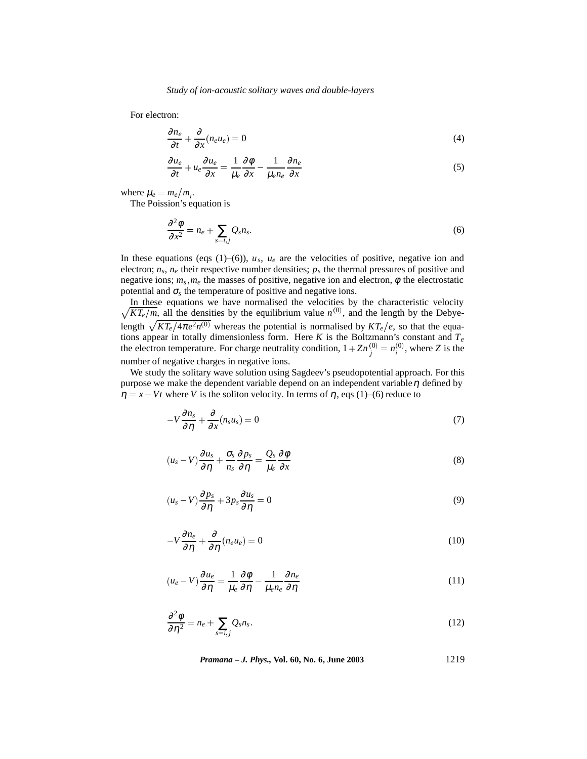For electron:

$$\frac{\partial n_e}{\partial t} + \frac{\partial}{\partial x}(n_e u_e) = 0 \tag{4}$$

$$\frac{\partial u_e}{\partial t} + u_e \frac{\partial u_e}{\partial x} = \frac{1}{\mu_e}\frac{\partial \phi}{\partial x} - \frac{1}{\mu_e n_e}\frac{\partial n_e}{\partial x} \tag{5}$$

where $\mu_e = m_e/m_i$.

The Poission's equation is

$$\frac{\partial^2 \phi}{\partial x^2} = n_e + \sum_{s=i,j} Q_s n_s. \tag{6}$$

In these equations (eqs (1)–(6)), $u_s$, $u_e$ are the velocities of positive, negative ion and electron; $n_s$, $n_e$ their respective number densities; $p_s$ the thermal pressures of positive and negative ions; $m_s, m_e$ the masses of positive, negative ion and electron, $\phi$ the electrostatic potential and $\sigma_s$ the temperature of positive and negative ions.

In these equations we have normalised the velocities by the characteristic velocity $\sqrt{KT_e/m}$, all the densities by the equilibrium value $n^{(0)}$, and the length by the Debye-length $\sqrt{KT_e/4\pi e^2 n^{(0)}}$ whereas the potential is normalised by $KT_e/e$, so that the equations appear in totally dimensionless form. Here $K$ is the Boltzmann's constant and $T_e$ the electron temperature. For charge neutrality condition, $1 + Zn_j^{(0)} = n_i^{(0)}$, where $Z$ is the number of negative charges in negative ions.

We study the solitary wave solution using Sagdeev's pseudopotential approach. For this purpose we make the dependent variable depend on an independent variable $\eta$ defined by $\eta = x - Vt$ where $V$ is the soliton velocity. In terms of $\eta$, eqs (1)–(6) reduce to

$$-V\frac{\partial n_s}{\partial \eta} + \frac{\partial}{\partial x}(n_s u_s) = 0 \tag{7}$$

$$(u_s - V)\frac{\partial u_s}{\partial \eta} + \frac{\sigma_s}{n_s}\frac{\partial p_s}{\partial \eta} = \frac{Q_s}{\mu_s}\frac{\partial \phi}{\partial x} \tag{8}$$

$$(u_s - V)\frac{\partial p_s}{\partial \eta} + 3p_s\frac{\partial u_s}{\partial \eta} = 0 \tag{9}$$

$$-V\frac{\partial n_e}{\partial \eta} + \frac{\partial}{\partial \eta}(n_e u_e) = 0 \tag{10}$$

$$(u_e - V)\frac{\partial u_e}{\partial \eta} = \frac{1}{\mu_e}\frac{\partial \phi}{\partial \eta} - \frac{1}{\mu_e n_e}\frac{\partial n_e}{\partial \eta} \tag{11}$$

$$\frac{\partial^2 \phi}{\partial \eta^2} = n_e + \sum_{s=i,j} Q_s n_s. \tag{12}$$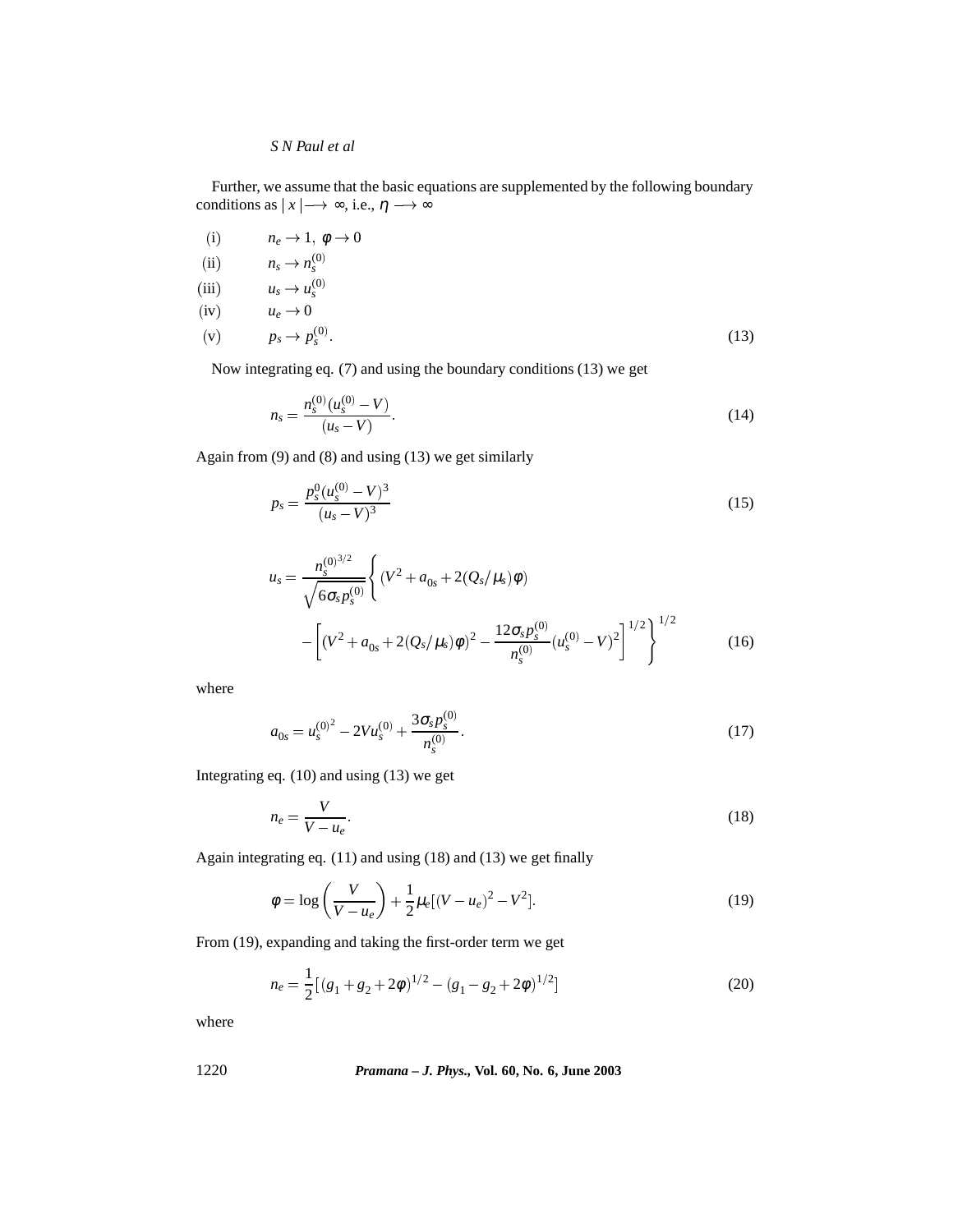Further, we assume that the basic equations are supplemented by the following boundary conditions as $|x| \longrightarrow \infty$, i.e., $\eta \longrightarrow \infty$

$$
\begin{aligned}
&\text{(i)} \qquad n_e \to 1, \; \phi \to 0 \\
&\text{(ii)} \qquad n_s \to n_s^{(0)} \\
&\text{(iii)} \qquad u_s \to u_s^{(0)} \\
&\text{(iv)} \qquad u_e \to 0 \\
&\text{(v)} \qquad p_s \to p_s^{(0)}.
\end{aligned}
\tag{13}
$$

Now integrating eq. (7) and using the boundary conditions (13) we get

$$
n_s = \frac{n_s^{(0)}(u_s^{(0)} - V)}{(u_s - V)}. \tag{14}
$$

Again from (9) and (8) and using (13) we get similarly

$$
p_s = \frac{p_s^0 (u_s^{(0)} - V)^3}{(u_s - V)^3} \tag{15}
$$

$$
u_s = \frac{n_s^{(0)^{3/2}}}{\sqrt{6\sigma_s p_s^{(0)}}} \Bigg\{ (V^2 + a_{0s} + 2(Q_s/\mu_s)\phi) - \left[ (V^2 + a_{0s} + 2(Q_s/\mu_s)\phi)^2 - \frac{12\sigma_s p_s^{(0)}}{n_s^{(0)}} (u_s^{(0)} - V)^2 \right]^{1/2} \Bigg\}^{1/2} \tag{16}
$$

where

$$
a_{0s} = u_s^{(0)^2} - 2V u_s^{(0)} + \frac{3\sigma_s p_s^{(0)}}{n_s^{(0)}}. \tag{17}
$$

Integrating eq. (10) and using (13) we get

$$
n_e = \frac{V}{V - u_e}. \tag{18}
$$

Again integrating eq. (11) and using (18) and (13) we get finally

$$
\phi = \log\left(\frac{V}{V - u_e}\right) + \frac{1}{2}\mu_e [(V - u_e)^2 - V^2]. \tag{19}
$$

From (19), expanding and taking the first-order term we get

$$
n_e = \frac{1}{2}[(g_1 + g_2 + 2\phi)^{1/2} - (g_1 - g_2 + 2\phi)^{1/2}] \tag{20}
$$

where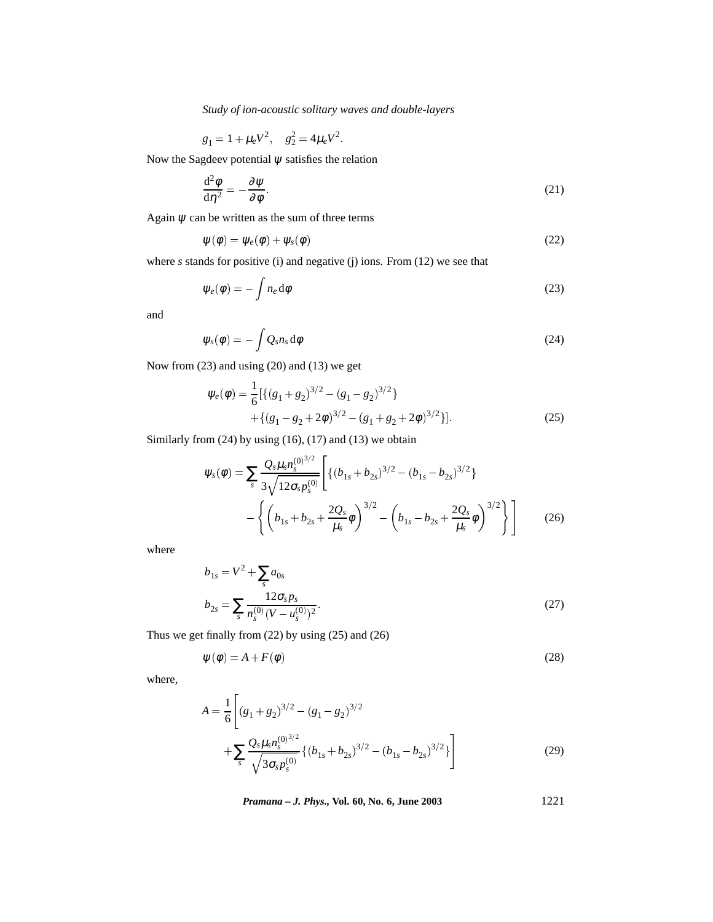$$g_1 = 1 + \mu_e V^2, \quad g_2^2 = 4\mu_e V^2.$$

Now the Sagdeev potential $\psi$ satisfies the relation

$$\frac{\mathrm{d}^2\phi}{\mathrm{d}\eta^2} = -\frac{\partial \psi}{\partial \phi}. \tag{21}$$

Again $\psi$ can be written as the sum of three terms

$$\psi(\phi) = \psi_e(\phi) + \psi_s(\phi) \tag{22}$$

where $s$ stands for positive (i) and negative (j) ions. From (12) we see that

$$\psi_e(\phi) = -\int n_e \,\mathrm{d}\phi \tag{23}$$

and

$$\psi_s(\phi) = -\int Q_s n_s \,\mathrm{d}\phi \tag{24}$$

Now from (23) and using (20) and (13) we get

$$\begin{aligned}\psi_e(\phi) = \frac{1}{6}[&\{(g_1+g_2)^{3/2} - (g_1-g_2)^{3/2}\} \\ &+ \{(g_1-g_2+2\phi)^{3/2} - (g_1+g_2+2\phi)^{3/2}\}].\end{aligned} \tag{25}$$

Similarly from (24) by using (16), (17) and (13) we obtain

$$\begin{aligned}\psi_s(\phi) = \sum_s \frac{Q_s \mu_s n_s^{(0)^{3/2}}}{3\sqrt{12\sigma_s p_s^{(0)}}} \Bigg[ &\{(b_{1s}+b_{2s})^{3/2} - (b_{1s}-b_{2s})^{3/2}\} \\ &- \left\{ \left(b_{1s}+b_{2s}+\frac{2Q_s}{\mu_s}\phi\right)^{3/2} - \left(b_{1s}-b_{2s}+\frac{2Q_s}{\mu_s}\phi\right)^{3/2} \right\} \Bigg]\end{aligned} \tag{26}$$

where

$$\begin{aligned} b_{1s} &= V^2 + \sum_s a_{0s} \\ b_{2s} &= \sum_s \frac{12\sigma_s p_s}{n_s^{(0)}(V-u_s^{(0)})^2}. \end{aligned} \tag{27}$$

Thus we get finally from (22) by using (25) and (26)

$$\psi(\phi) = A + F(\phi) \tag{28}$$

where,

$$\begin{aligned} A = \frac{1}{6}\Bigg[ &(g_1+g_2)^{3/2} - (g_1-g_2)^{3/2} \\ &+ \sum_s \frac{Q_s \mu_s n_s^{(0)^{3/2}}}{\sqrt{3\sigma_s p_s^{(0)}}} \{(b_{1s}+b_{2s})^{3/2} - (b_{1s}-b_{2s})^{3/2}\} \Bigg] \end{aligned} \tag{29}$$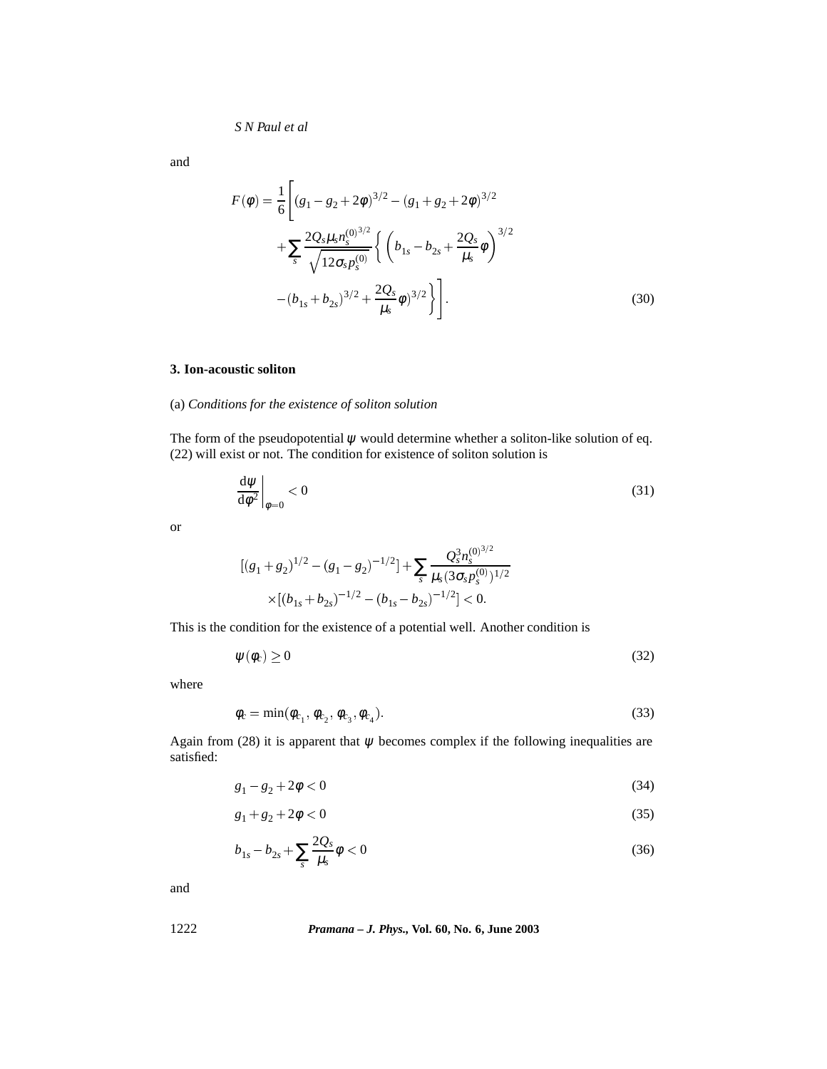and

$$F(\phi) = \frac{1}{6}\Bigg[(g_1 - g_2 + 2\phi)^{3/2} - (g_1 + g_2 + 2\phi)^{3/2} + \sum_s \frac{2Q_s \mu_s n_s^{(0)^{3/2}}}{\sqrt{12\sigma_s p_s^{(0)}}} \left\{ \left( b_{1s} - b_{2s} + \frac{2Q_s}{\mu_s}\phi \right)^{3/2} - (b_{1s} + b_{2s})^{3/2} + \frac{2Q_s}{\mu_s}\phi)^{3/2} \right\} \Bigg]. \tag{30}$$

## 3. Ion-acoustic soliton

(a) *Conditions for the existence of soliton solution*

The form of the pseudopotential $\psi$ would determine whether a soliton-like solution of eq. (22) will exist or not. The condition for existence of soliton solution is

$$\left.\frac{\mathrm{d}\psi}{\mathrm{d}\phi^2}\right|_{\phi=0} < 0 \tag{31}$$

or

$$[(g_1 + g_2)^{1/2} - (g_1 - g_2)^{-1/2}] + \sum_s \frac{Q_s^3 n_s^{(0)^{3/2}}}{\mu_s (3\sigma_s p_s^{(0)})^{1/2}} \times [(b_{1s} + b_{2s})^{-1/2} - (b_{1s} - b_{2s})^{-1/2}] < 0.$$

This is the condition for the existence of a potential well. Another condition is

$$\psi(\phi_c) \geq 0 \tag{32}$$

where

$$\phi_c = \min(\phi_{c_1}, \phi_{c_2}, \phi_{c_3}, \phi_{c_4}). \tag{33}$$

Again from (28) it is apparent that $\psi$ becomes complex if the following inequalities are satisfied:

$$g_1 - g_2 + 2\phi < 0 \tag{34}$$

$$g_1 + g_2 + 2\phi < 0 \tag{35}$$

$$b_{1s} - b_{2s} + \sum_s \frac{2Q_s}{\mu_s}\phi < 0 \tag{36}$$

and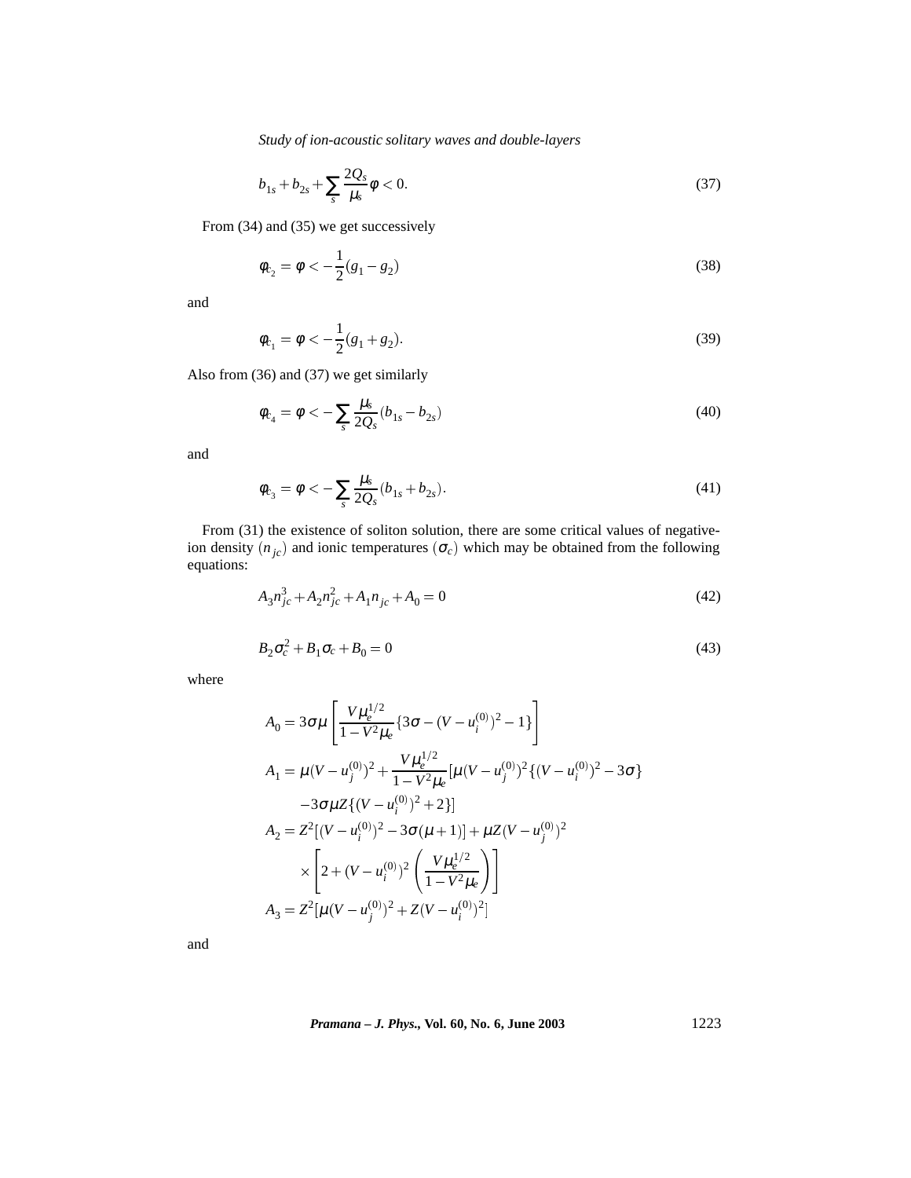$$b_{1s} + b_{2s} + \sum_s \frac{2Q_s}{\mu_s} \phi < 0. \tag{37}$$

From (34) and (35) we get successively

$$\phi_{c_2} = \phi < -\frac{1}{2}(g_1 - g_2) \tag{38}$$

and

$$\phi_{c_1} = \phi < -\frac{1}{2}(g_1 + g_2). \tag{39}$$

Also from (36) and (37) we get similarly

$$\phi_{c_4} = \phi < -\sum_s \frac{\mu_s}{2Q_s}(b_{1s} - b_{2s}) \tag{40}$$

and

$$\phi_{c_3} = \phi < -\sum_s \frac{\mu_s}{2Q_s}(b_{1s} + b_{2s}). \tag{41}$$

From (31) the existence of soliton solution, there are some critical values of negative-ion density $(n_{jc})$ and ionic temperatures $(\sigma_c)$ which may be obtained from the following equations:

$$A_3 n_{jc}^3 + A_2 n_{jc}^2 + A_1 n_{jc} + A_0 = 0 \tag{42}$$

$$B_2 \sigma_c^2 + B_1 \sigma_c + B_0 = 0 \tag{43}$$

where

$$
\begin{aligned}
A_0 &= 3\sigma\mu \left[ \frac{V\mu_e^{1/2}}{1 - V^2\mu_e} \{3\sigma - (V - u_i^{(0)})^2 - 1\} \right] \\
A_1 &= \mu(V - u_j^{(0)})^2 + \frac{V\mu_e^{1/2}}{1 - V^2\mu_e} [\mu(V - u_j^{(0)})^2 \{(V - u_i^{(0)})^2 - 3\sigma\} \\
&\quad - 3\sigma\mu Z\{(V - u_i^{(0)})^2 + 2\}] \\
A_2 &= Z^2[(V - u_i^{(0)})^2 - 3\sigma(\mu + 1)] + \mu Z(V - u_j^{(0)})^2 \\
&\quad \times \left[ 2 + (V - u_i^{(0)})^2 \left( \frac{V\mu_e^{1/2}}{1 - V^2\mu_e} \right) \right] \\
A_3 &= Z^2[\mu(V - u_j^{(0)})^2 + Z(V - u_i^{(0)})^2]
\end{aligned}
$$

and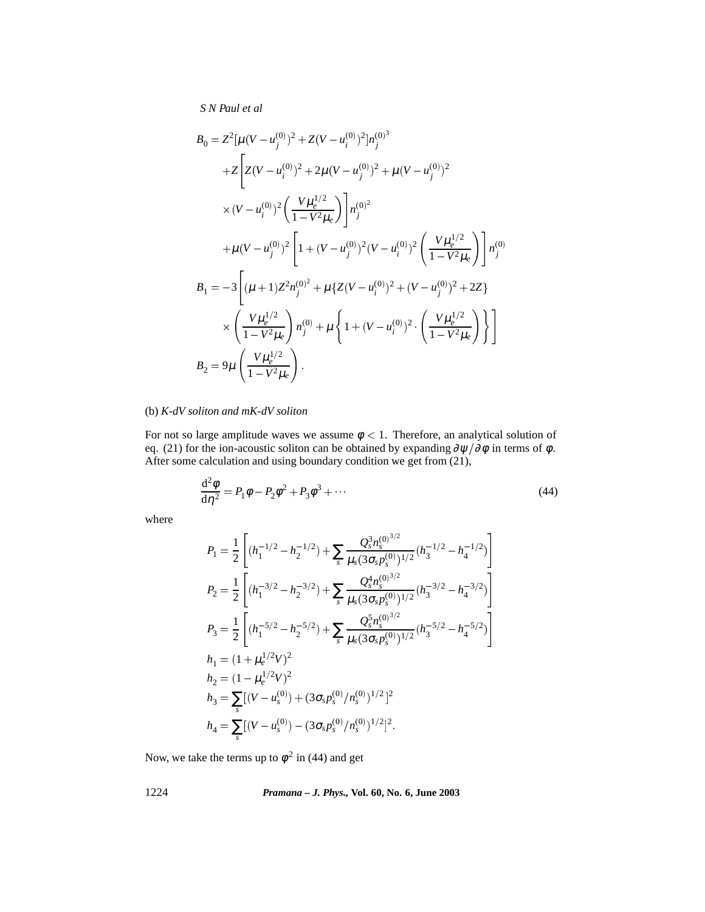$$
\begin{aligned}
B_0 = {} & Z^2[\mu(V - u_j^{(0)})^2 + Z(V - u_i^{(0)})^2] n_j^{(0)^3} \\
& + Z\left[ Z(V - u_i^{(0)})^2 + 2\mu(V - u_j^{(0)})^2 + \mu(V - u_j^{(0)})^2 \right. \\
& \left. \times (V - u_i^{(0)})^2 \left( \frac{V\mu_e^{1/2}}{1 - V^2\mu_e} \right) \right] n_j^{(0)^2} \\
& + \mu(V - u_j^{(0)})^2 \left[ 1 + (V - u_j^{(0)})^2 (V - u_i^{(0)})^2 \left( \frac{V\mu_e^{1/2}}{1 - V^2\mu_e} \right) \right] n_j^{(0)} \\
B_1 = {} & -3\left[ (\mu + 1) Z^2 n_j^{(0)^2} + \mu\{ Z(V - u_i^{(0)})^2 + (V - u_j^{(0)})^2 + 2Z \} \right. \\
& \left. \times \left( \frac{V\mu_e^{1/2}}{1 - V^2\mu_e} \right) n_j^{(0)} + \mu \left\{ 1 + (V - u_i^{(0)})^2 \cdot \left( \frac{V\mu_e^{1/2}}{1 - V^2\mu_e} \right) \right\} \right] \\
B_2 = {} & 9\mu \left( \frac{V\mu_e^{1/2}}{1 - V^2\mu_e} \right).
\end{aligned}
$$

(b) *K-dV soliton and mK-dV soliton*

For not so large amplitude waves we assume $\phi < 1$. Therefore, an analytical solution of eq. (21) for the ion-acoustic soliton can be obtained by expanding $\partial\psi/\partial\phi$ in terms of $\phi$. After some calculation and using boundary condition we get from (21),

$$
\frac{\mathrm{d}^2\phi}{\mathrm{d}\eta^2} = P_1\phi - P_2\phi^2 + P_3\phi^3 + \cdots \tag{44}
$$

where

$$
\begin{aligned}
P_1 &= \frac{1}{2}\left[ (h_1^{-1/2} - h_2^{-1/2}) + \sum_s \frac{Q_s^3 n_s^{(0)^{3/2}}}{\mu_s (3\sigma_s p_s^{(0)})^{1/2}} (h_3^{-1/2} - h_4^{-1/2}) \right] \\
P_2 &= \frac{1}{2}\left[ (h_1^{-3/2} - h_2^{-3/2}) + \sum_s \frac{Q_s^4 n_s^{(0)^{3/2}}}{\mu_s (3\sigma_s p_s^{(0)})^{1/2}} (h_3^{-3/2} - h_4^{-3/2}) \right] \\
P_3 &= \frac{1}{2}\left[ (h_1^{-5/2} - h_2^{-5/2}) + \sum_s \frac{Q_s^5 n_s^{(0)^{3/2}}}{\mu_s (3\sigma_s p_s^{(0)})^{1/2}} (h_3^{-5/2} - h_4^{-5/2}) \right] \\
h_1 &= (1 + \mu_e^{1/2} V)^2 \\
h_2 &= (1 - \mu_e^{1/2} V)^2 \\
h_3 &= \sum_s [(V - u_s^{(0)}) + (3\sigma_s p_s^{(0)}/n_s^{(0)})^{1/2}]^2 \\
h_4 &= \sum_s [(V - u_s^{(0)}) - (3\sigma_s p_s^{(0)}/n_s^{(0)})^{1/2}]^2.
\end{aligned}
$$

Now, we take the terms up to $\phi^2$ in (44) and get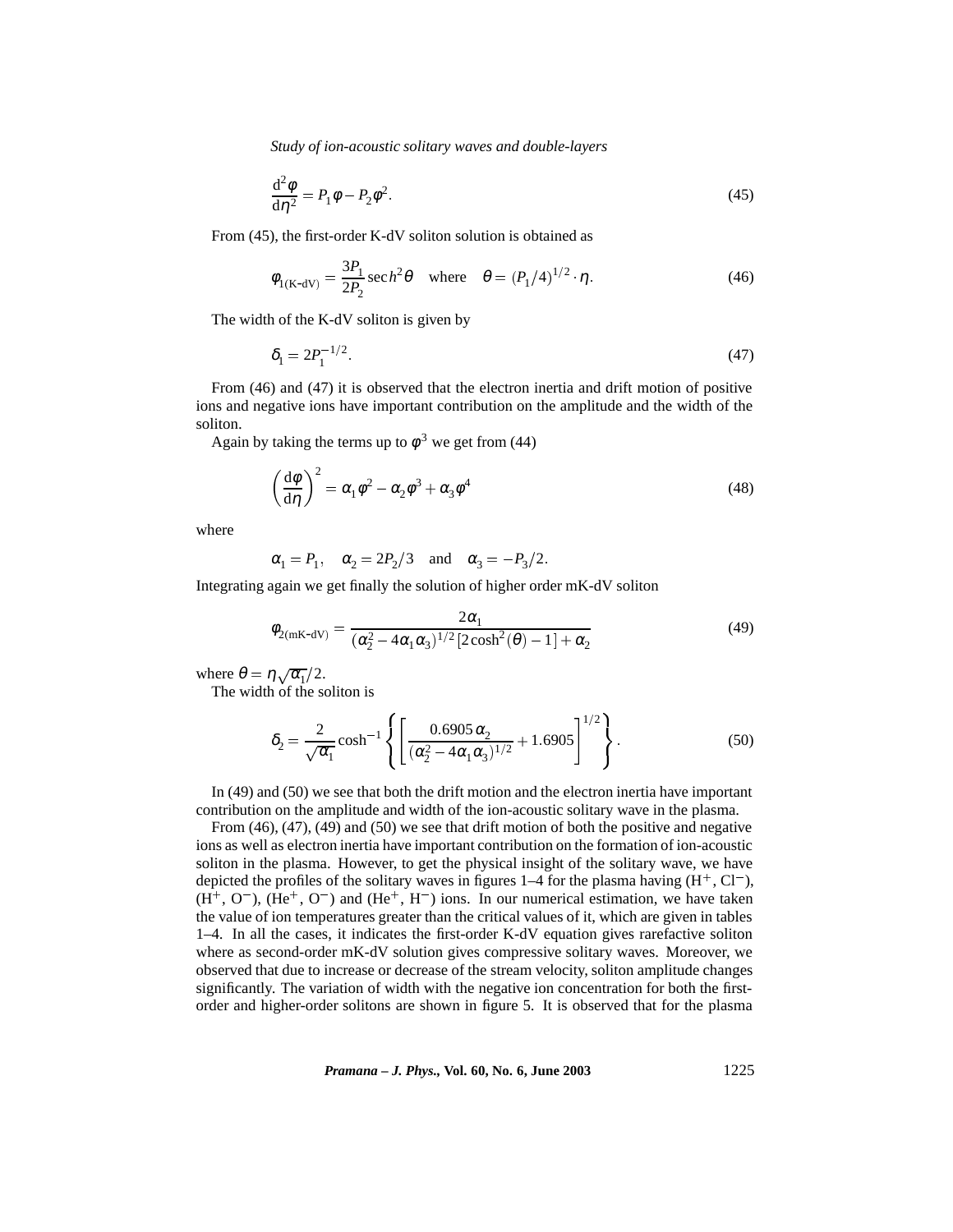$$\frac{\mathrm{d}^2\phi}{\mathrm{d}\eta^2} = P_1\phi - P_2\phi^2. \tag{45}$$

From (45), the first-order K-dV soliton solution is obtained as

$$\phi_{1(\text{K-dV})} = \frac{3P_1}{2P_2}\operatorname{sec}h^2\theta \quad \text{where} \quad \theta = (P_1/4)^{1/2}\cdot\eta. \tag{46}$$

The width of the K-dV soliton is given by

$$\delta_1 = 2P_1^{-1/2}. \tag{47}$$

From (46) and (47) it is observed that the electron inertia and drift motion of positive ions and negative ions have important contribution on the amplitude and the width of the soliton.

Again by taking the terms up to $\phi^3$ we get from (44)

$$\left(\frac{\mathrm{d}\phi}{\mathrm{d}\eta}\right)^2 = \alpha_1\phi^2 - \alpha_2\phi^3 + \alpha_3\phi^4 \tag{48}$$

where

$$\alpha_1 = P_1, \quad \alpha_2 = 2P_2/3 \quad \text{and} \quad \alpha_3 = -P_3/2.$$

Integrating again we get finally the solution of higher order mK-dV soliton

$$\phi_{2(\text{mK-dV})} = \frac{2\alpha_1}{(\alpha_2^2 - 4\alpha_1\alpha_3)^{1/2}[2\cosh^2(\theta) - 1] + \alpha_2} \tag{49}$$

where $\theta = \eta\sqrt{\alpha_1}/2$.

The width of the soliton is

$$\delta_2 = \frac{2}{\sqrt{\alpha_1}}\cosh^{-1}\left\{\left[\frac{0.6905\,\alpha_2}{(\alpha_2^2 - 4\alpha_1\alpha_3)^{1/2}} + 1.6905\right]^{1/2}\right\}. \tag{50}$$

In (49) and (50) we see that both the drift motion and the electron inertia have important contribution on the amplitude and width of the ion-acoustic solitary wave in the plasma.

From (46), (47), (49) and (50) we see that drift motion of both the positive and negative ions as well as electron inertia have important contribution on the formation of ion-acoustic soliton in the plasma. However, to get the physical insight of the solitary wave, we have depicted the profiles of the solitary waves in figures 1–4 for the plasma having ($H^+$, $Cl^-$), ($H^+$, $O^-$), ($He^+$, $O^-$) and ($He^+$, $H^-$) ions. In our numerical estimation, we have taken the value of ion temperatures greater than the critical values of it, which are given in tables 1–4. In all the cases, it indicates the first-order K-dV equation gives rarefactive soliton where as second-order mK-dV solution gives compressive solitary waves. Moreover, we observed that due to increase or decrease of the stream velocity, soliton amplitude changes significantly. The variation of width with the negative ion concentration for both the first-order and higher-order solitons are shown in figure 5. It is observed that for the plasma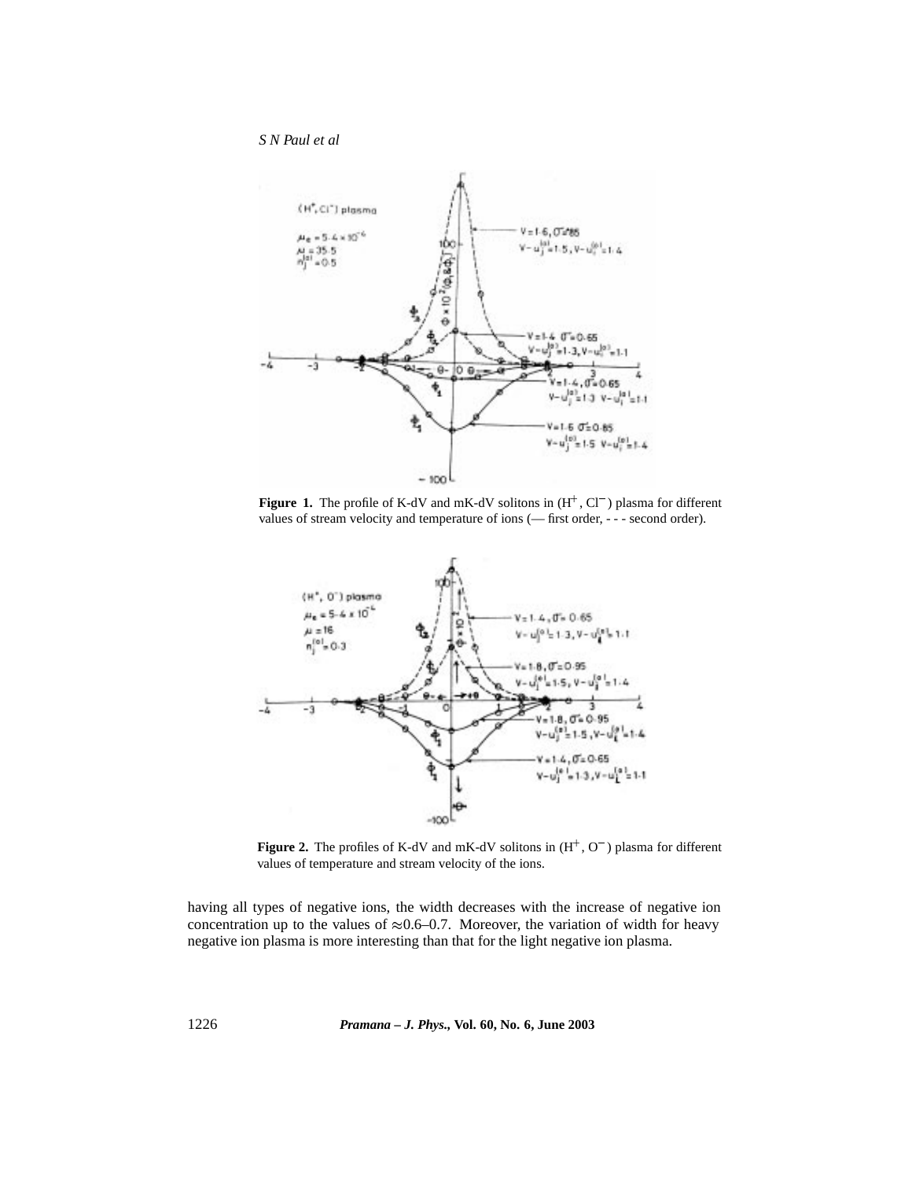**Figure 1.** The profile of K-dV and mK-dV solitons in ($H^+$, $Cl^-$) plasma for different values of stream velocity and temperature of ions (— first order, - - - second order).

**Figure 2.** The profiles of K-dV and mK-dV solitons in ($H^+$, $O^-$) plasma for different values of temperature and stream velocity of the ions.

having all types of negative ions, the width decreases with the increase of negative ion concentration up to the values of $\approx$0.6–0.7. Moreover, the variation of width for heavy negative ion plasma is more interesting than that for the light negative ion plasma.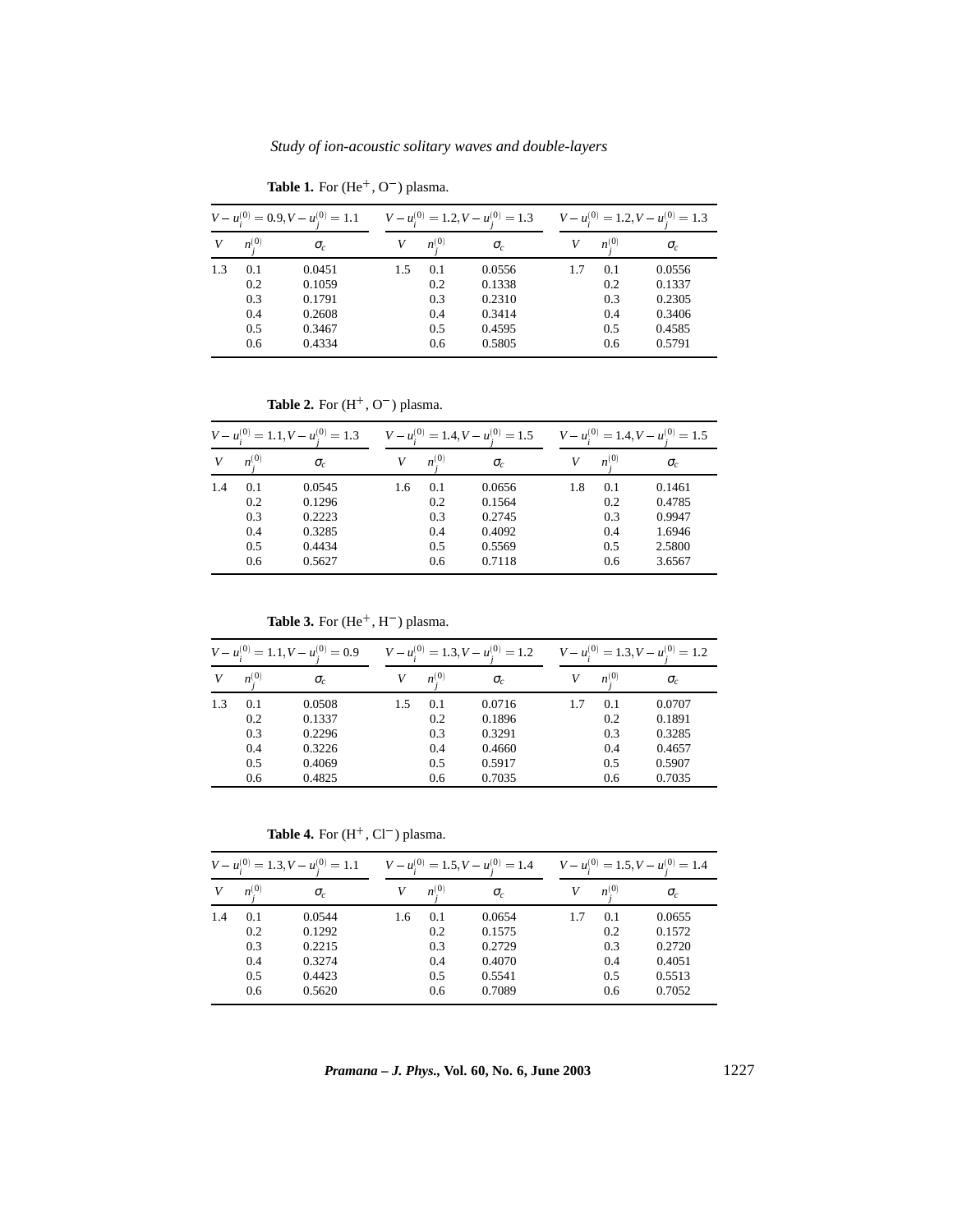**Table 1.** For ($He^+$, $O^-$) plasma.

| $V-u_i^{(0)}=0.9, V-u_j^{(0)}=1.1$ | | | $V-u_i^{(0)}=1.2, V-u_j^{(0)}=1.3$ | | | $V-u_i^{(0)}=1.2, V-u_j^{(0)}=1.3$ | | |
|---|---|---|---|---|---|---|---|---|
| $V$ | $n_j^{(0)}$ | $\sigma_c$ | $V$ | $n_j^{(0)}$ | $\sigma_c$ | $V$ | $n_j^{(0)}$ | $\sigma_c$ |
| 1.3 | 0.1 | 0.0451 | 1.5 | 0.1 | 0.0556 | 1.7 | 0.1 | 0.0556 |
| | 0.2 | 0.1059 | | 0.2 | 0.1338 | | 0.2 | 0.1337 |
| | 0.3 | 0.1791 | | 0.3 | 0.2310 | | 0.3 | 0.2305 |
| | 0.4 | 0.2608 | | 0.4 | 0.3414 | | 0.4 | 0.3406 |
| | 0.5 | 0.3467 | | 0.5 | 0.4595 | | 0.5 | 0.4585 |
| | 0.6 | 0.4334 | | 0.6 | 0.5805 | | 0.6 | 0.5791 |

**Table 2.** For ($H^+$, $O^-$) plasma.

| $V-u_i^{(0)}=1.1, V-u_j^{(0)}=1.3$ | | | $V-u_i^{(0)}=1.4, V-u_j^{(0)}=1.5$ | | | $V-u_i^{(0)}=1.4, V-u_j^{(0)}=1.5$ | | |
|---|---|---|---|---|---|---|---|---|
| $V$ | $n_j^{(0)}$ | $\sigma_c$ | $V$ | $n_j^{(0)}$ | $\sigma_c$ | $V$ | $n_j^{(0)}$ | $\sigma_c$ |
| 1.4 | 0.1 | 0.0545 | 1.6 | 0.1 | 0.0656 | 1.8 | 0.1 | 0.1461 |
| | 0.2 | 0.1296 | | 0.2 | 0.1564 | | 0.2 | 0.4785 |
| | 0.3 | 0.2223 | | 0.3 | 0.2745 | | 0.3 | 0.9947 |
| | 0.4 | 0.3285 | | 0.4 | 0.4092 | | 0.4 | 1.6946 |
| | 0.5 | 0.4434 | | 0.5 | 0.5569 | | 0.5 | 2.5800 |
| | 0.6 | 0.5627 | | 0.6 | 0.7118 | | 0.6 | 3.6567 |

**Table 3.** For ($He^+$, $H^-$) plasma.

| $V-u_i^{(0)}=1.1, V-u_j^{(0)}=0.9$ | | | $V-u_i^{(0)}=1.3, V-u_j^{(0)}=1.2$ | | | $V-u_i^{(0)}=1.3, V-u_j^{(0)}=1.2$ | | |
|---|---|---|---|---|---|---|---|---|
| $V$ | $n_j^{(0)}$ | $\sigma_c$ | $V$ | $n_j^{(0)}$ | $\sigma_c$ | $V$ | $n_j^{(0)}$ | $\sigma_c$ |
| 1.3 | 0.1 | 0.0508 | 1.5 | 0.1 | 0.0716 | 1.7 | 0.1 | 0.0707 |
| | 0.2 | 0.1337 | | 0.2 | 0.1896 | | 0.2 | 0.1891 |
| | 0.3 | 0.2296 | | 0.3 | 0.3291 | | 0.3 | 0.3285 |
| | 0.4 | 0.3226 | | 0.4 | 0.4660 | | 0.4 | 0.4657 |
| | 0.5 | 0.4069 | | 0.5 | 0.5917 | | 0.5 | 0.5907 |
| | 0.6 | 0.4825 | | 0.6 | 0.7035 | | 0.6 | 0.7035 |

**Table 4.** For ($H^+$, $Cl^-$) plasma.

| $V-u_i^{(0)}=1.3, V-u_j^{(0)}=1.1$ | | | $V-u_i^{(0)}=1.5, V-u_j^{(0)}=1.4$ | | | $V-u_i^{(0)}=1.5, V-u_j^{(0)}=1.4$ | | |
|---|---|---|---|---|---|---|---|---|
| $V$ | $n_j^{(0)}$ | $\sigma_c$ | $V$ | $n_j^{(0)}$ | $\sigma_c$ | $V$ | $n_j^{(0)}$ | $\sigma_c$ |
| 1.4 | 0.1 | 0.0544 | 1.6 | 0.1 | 0.0654 | 1.7 | 0.1 | 0.0655 |
| | 0.2 | 0.1292 | | 0.2 | 0.1575 | | 0.2 | 0.1572 |
| | 0.3 | 0.2215 | | 0.3 | 0.2729 | | 0.3 | 0.2720 |
| | 0.4 | 0.3274 | | 0.4 | 0.4070 | | 0.4 | 0.4051 |
| | 0.5 | 0.4423 | | 0.5 | 0.5541 | | 0.5 | 0.5513 |
| | 0.6 | 0.5620 | | 0.6 | 0.7089 | | 0.6 | 0.7052 |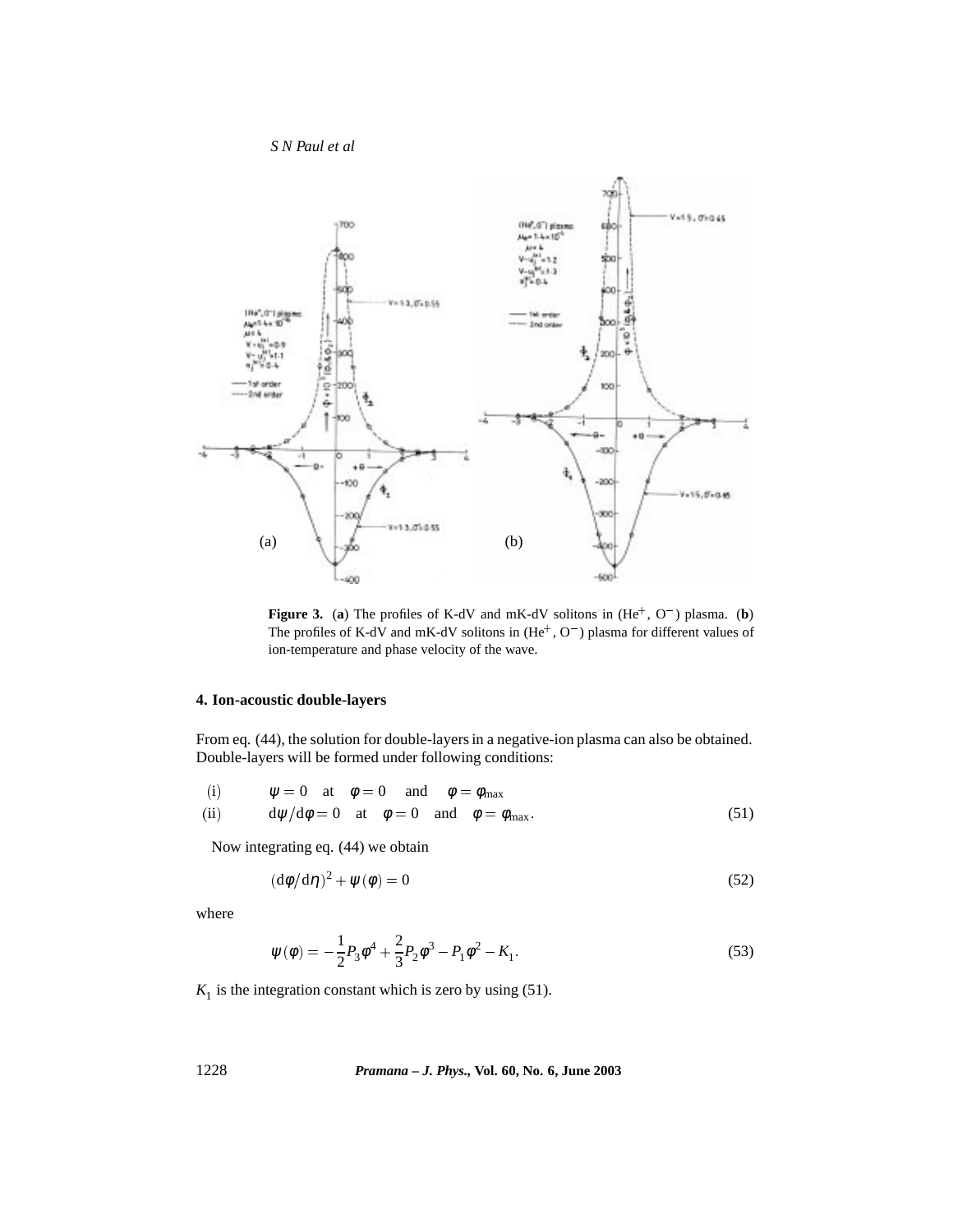**Figure 3.** (**a**) The profiles of K-dV and mK-dV solitons in ($He^+$, $O^-$) plasma. (**b**) The profiles of K-dV and mK-dV solitons in ($He^+$, $O^-$) plasma for different values of ion-temperature and phase velocity of the wave.

## 4. Ion-acoustic double-layers

From eq. (44), the solution for double-layers in a negative-ion plasma can also be obtained. Double-layers will be formed under following conditions:

$$
\begin{aligned}
&\text{(i)} \qquad \psi = 0 \quad \text{at} \quad \phi = 0 \quad \text{and} \quad \phi = \phi_{\max} \\
&\text{(ii)} \qquad \mathrm{d}\psi/\mathrm{d}\phi = 0 \quad \text{at} \quad \phi = 0 \quad \text{and} \quad \phi = \phi_{\max}.
\end{aligned} \tag{51}
$$

Now integrating eq. (44) we obtain

$$
(\mathrm{d}\phi/\mathrm{d}\eta)^2 + \psi(\phi) = 0 \tag{52}
$$

where

$$
\psi(\phi) = -\frac{1}{2}P_3\phi^4 + \frac{2}{3}P_2\phi^3 - P_1\phi^2 - K_1. \tag{53}
$$

$K_1$ is the integration constant which is zero by using (51).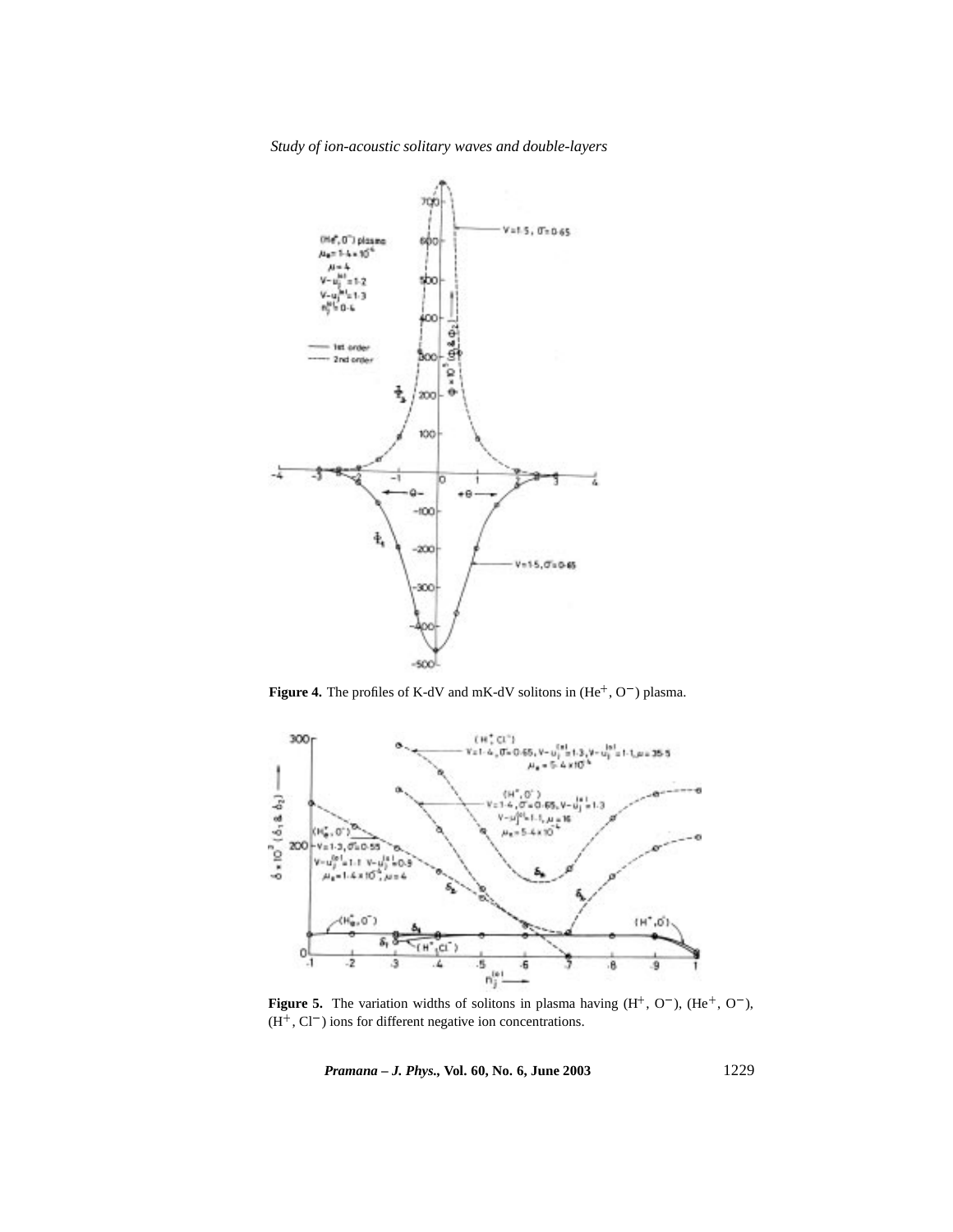**Figure 4.** The profiles of K-dV and mK-dV solitons in ($He^+$, $O^-$) plasma.

**Figure 5.** The variation widths of solitons in plasma having ($H^+$, $O^-$), ($He^+$, $O^-$), ($H^+$, $Cl^-$) ions for different negative ion concentrations.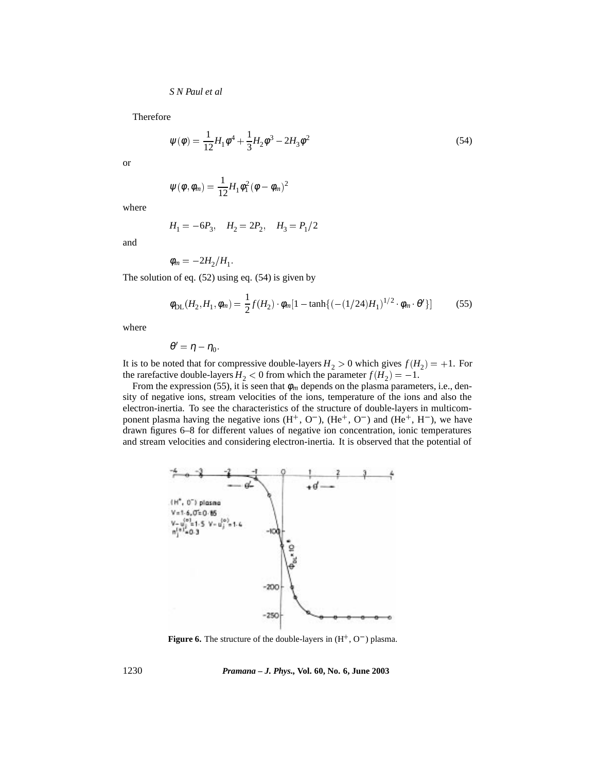Therefore

$$\psi(\phi) = \frac{1}{12}H_1\phi^4 + \frac{1}{3}H_2\phi^3 - 2H_3\phi^2 \tag{54}$$

or

$$\psi(\phi, \phi_m) = \frac{1}{12}H_1\phi_1^2(\phi - \phi_m)^2$$

where

$$H_1 = -6P_3, \quad H_2 = 2P_2, \quad H_3 = P_1/2$$

and

$$\phi_m = -2H_2/H_1.$$

The solution of eq. (52) using eq. (54) is given by

$$\phi_{\rm DL}(H_2, H_1, \phi_m) = \frac{1}{2}f(H_2)\cdot\phi_m[1 - \tanh\{(-(1/24)H_1)^{1/2}\cdot\phi_m\cdot\theta'\}] \tag{55}$$

where

$$\theta' = \eta - \eta_0.$$

It is to be noted that for compressive double-layers $H_2 > 0$ which gives $f(H_2) = +1$. For the rarefactive double-layers $H_2 < 0$ from which the parameter $f(H_2) = -1$.

From the expression (55), it is seen that $\phi_m$ depends on the plasma parameters, i.e., density of negative ions, stream velocities of the ions, temperature of the ions and also the electron-inertia. To see the characteristics of the structure of double-layers in multicomponent plasma having the negative ions ($H^+$, $O^-$), ($He^+$, $O^-$) and ($He^+$, $H^-$), we have drawn figures 6–8 for different values of negative ion concentration, ionic temperatures and stream velocities and considering electron-inertia. It is observed that the potential of

**Figure 6.** The structure of the double-layers in ($H^+$, $O^-$) plasma.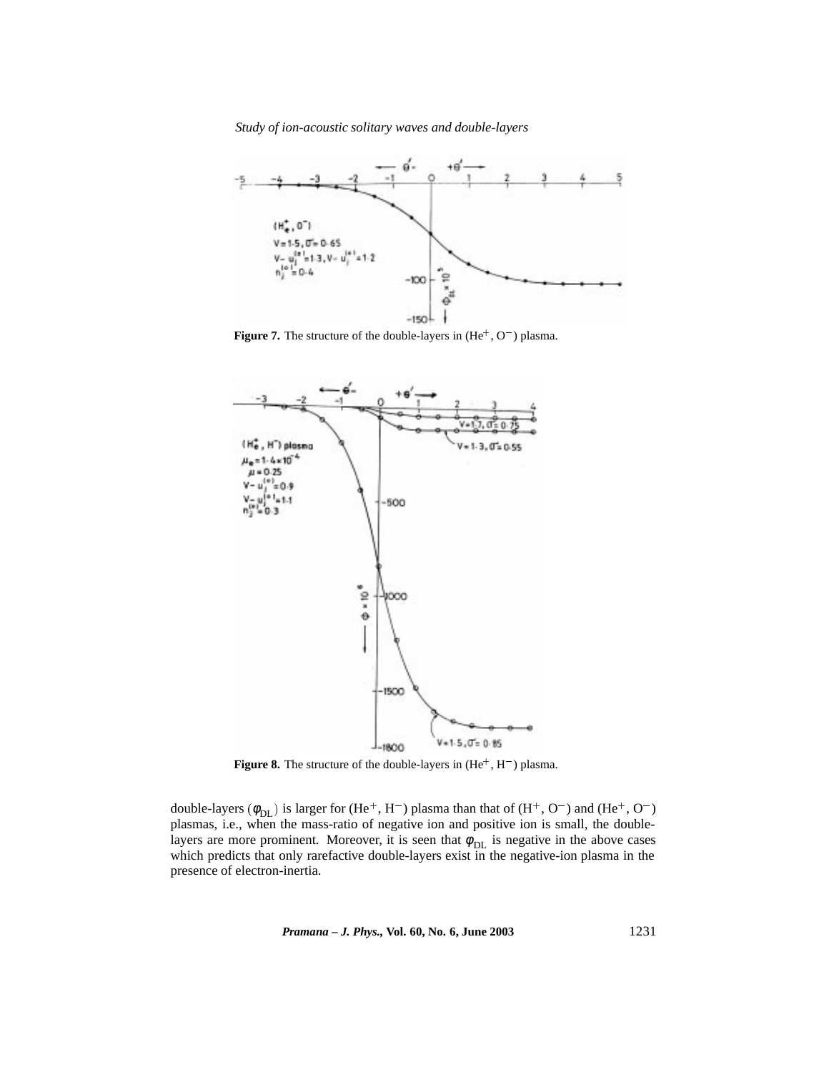**Figure 7.** The structure of the double-layers in ($He^+$, $O^-$) plasma.

**Figure 8.** The structure of the double-layers in ($He^+$, $H^-$) plasma.

double-layers ($\phi_{DL}$) is larger for ($He^+$, $H^-$) plasma than that of ($H^+$, $O^-$) and ($He^+$, $O^-$) plasmas, i.e., when the mass-ratio of negative ion and positive ion is small, the double-layers are more prominent. Moreover, it is seen that $\phi_{DL}$ is negative in the above cases which predicts that only rarefactive double-layers exist in the negative-ion plasma in the presence of electron-inertia.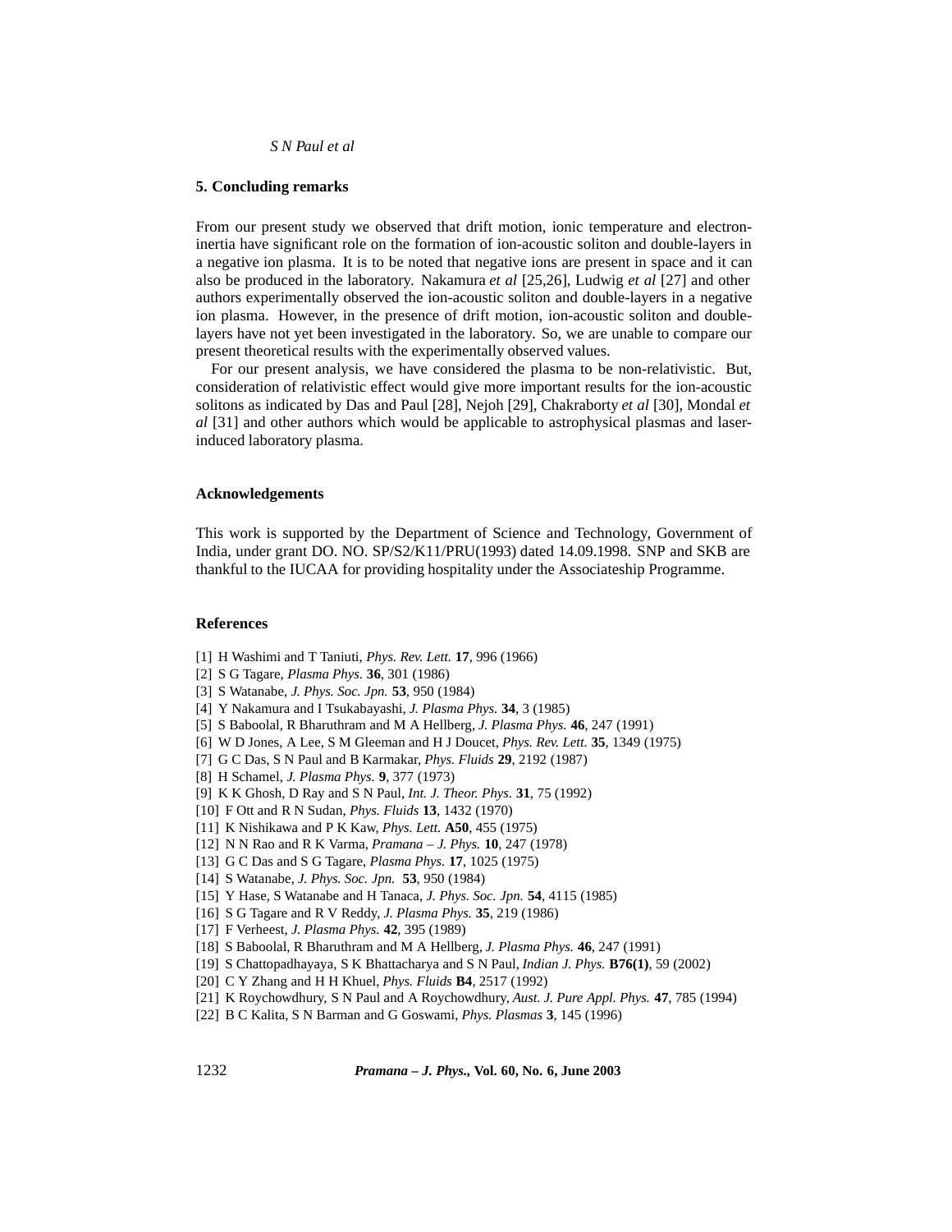## 5. Concluding remarks

From our present study we observed that drift motion, ionic temperature and electron-inertia have significant role on the formation of ion-acoustic soliton and double-layers in a negative ion plasma. It is to be noted that negative ions are present in space and it can also be produced in the laboratory. Nakamura *et al* [25,26], Ludwig *et al* [27] and other authors experimentally observed the ion-acoustic soliton and double-layers in a negative ion plasma. However, in the presence of drift motion, ion-acoustic soliton and double-layers have not yet been investigated in the laboratory. So, we are unable to compare our present theoretical results with the experimentally observed values.

For our present analysis, we have considered the plasma to be non-relativistic. But, consideration of relativistic effect would give more important results for the ion-acoustic solitons as indicated by Das and Paul [28], Nejoh [29], Chakraborty *et al* [30], Mondal *et al* [31] and other authors which would be applicable to astrophysical plasmas and laser-induced laboratory plasma.

## Acknowledgements

This work is supported by the Department of Science and Technology, Government of India, under grant DO. NO. SP/S2/K11/PRU(1993) dated 14.09.1998. SNP and SKB are thankful to the IUCAA for providing hospitality under the Associateship Programme.

## References

[1] H Washimi and T Taniuti, *Phys. Rev. Lett.* **17**, 996 (1966)
[2] S G Tagare, *Plasma Phys.* **36**, 301 (1986)
[3] S Watanabe, *J. Phys. Soc. Jpn.* **53**, 950 (1984)
[4] Y Nakamura and I Tsukabayashi, *J. Plasma Phys.* **34**, 3 (1985)
[5] S Baboolal, R Bharuthram and M A Hellberg, *J. Plasma Phys.* **46**, 247 (1991)
[6] W D Jones, A Lee, S M Gleeman and H J Doucet, *Phys. Rev. Lett.* **35**, 1349 (1975)
[7] G C Das, S N Paul and B Karmakar, *Phys. Fluids* **29**, 2192 (1987)
[8] H Schamel, *J. Plasma Phys.* **9**, 377 (1973)
[9] K K Ghosh, D Ray and S N Paul, *Int. J. Theor. Phys.* **31**, 75 (1992)
[10] F Ott and R N Sudan, *Phys. Fluids* **13**, 1432 (1970)
[11] K Nishikawa and P K Kaw, *Phys. Lett.* **A50**, 455 (1975)
[12] N N Rao and R K Varma, *Pramana – J. Phys.* **10**, 247 (1978)
[13] G C Das and S G Tagare, *Plasma Phys.* **17**, 1025 (1975)
[14] S Watanabe, *J. Phys. Soc. Jpn.* **53**, 950 (1984)
[15] Y Hase, S Watanabe and H Tanaca, *J. Phys. Soc. Jpn.* **54**, 4115 (1985)
[16] S G Tagare and R V Reddy, *J. Plasma Phys.* **35**, 219 (1986)
[17] F Verheest, *J. Plasma Phys.* **42**, 395 (1989)
[18] S Baboolal, R Bharuthram and M A Hellberg, *J. Plasma Phys.* **46**, 247 (1991)
[19] S Chattopadhayaya, S K Bhattacharya and S N Paul, *Indian J. Phys.* **B76(1)**, 59 (2002)
[20] C Y Zhang and H H Khuel, *Phys. Fluids* **B4**, 2517 (1992)
[21] K Roychowdhury, S N Paul and A Roychowdhury, *Aust. J. Pure Appl. Phys.* **47**, 785 (1994)
[22] B C Kalita, S N Barman and G Goswami, *Phys. Plasmas* **3**, 145 (1996)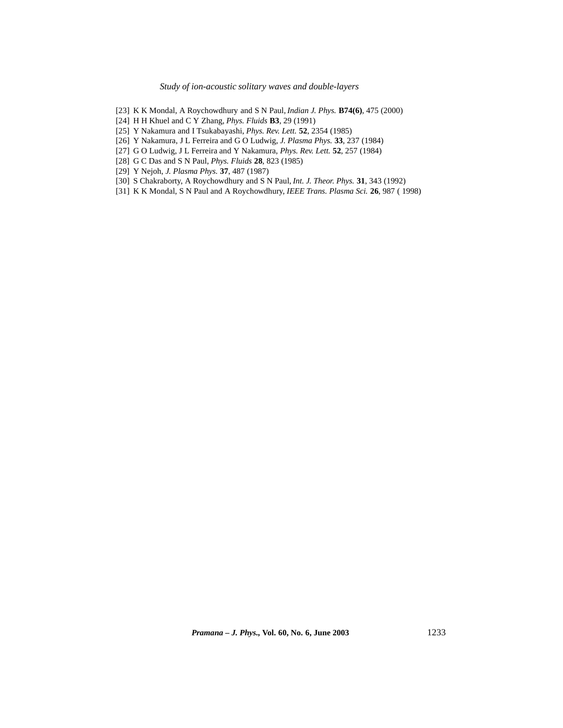[23] K K Mondal, A Roychowdhury and S N Paul, *Indian J. Phys.* **B74(6)**, 475 (2000)
[24] H H Khuel and C Y Zhang, *Phys. Fluids* **B3**, 29 (1991)
[25] Y Nakamura and I Tsukabayashi, *Phys. Rev. Lett.* **52**, 2354 (1985)
[26] Y Nakamura, J L Ferreira and G O Ludwig, *J. Plasma Phys.* **33**, 237 (1984)
[27] G O Ludwig, J L Ferreira and Y Nakamura, *Phys. Rev. Lett.* **52**, 257 (1984)
[28] G C Das and S N Paul, *Phys. Fluids* **28**, 823 (1985)
[29] Y Nejoh, *J. Plasma Phys.* **37**, 487 (1987)
[30] S Chakraborty, A Roychowdhury and S N Paul, *Int. J. Theor. Phys.* **31**, 343 (1992)
[31] K K Mondal, S N Paul and A Roychowdhury, *IEEE Trans. Plasma Sci.* **26**, 987 ( 1998)